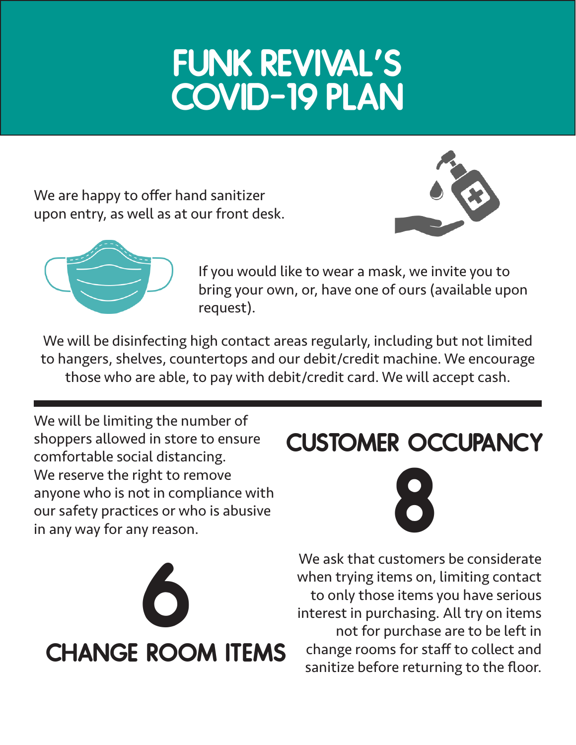# FUNK REVIVAL'S COVID-19 PLAN

We are happy to offer hand sanitizer upon entry, as well as at our front desk.

If you would like to wear a mask, we invite you to bring your own, or, have one of ours (available upon request).

We will be disinfecting high contact areas regularly, including but not limited to hangers, shelves, countertops and our debit/credit machine. We encourage those who are able, to pay with debit/credit card. We will accept cash.

---

We will be limiting the number of shoppers allowed in store to ensure comfortable social distancing. We reserve the right to remove anyone who is not in compliance with our safety practices or who is abusive in any way for any reason.

## CUSTOMER OCCUPANCY

## 8

## 6

## CHANGE ROOM ITEMS

We ask that customers be considerate when trying items on, limiting contact to only those items you have serious interest in purchasing. All try on items not for purchase are to be left in change rooms for staff to collect and sanitize before returning to the floor.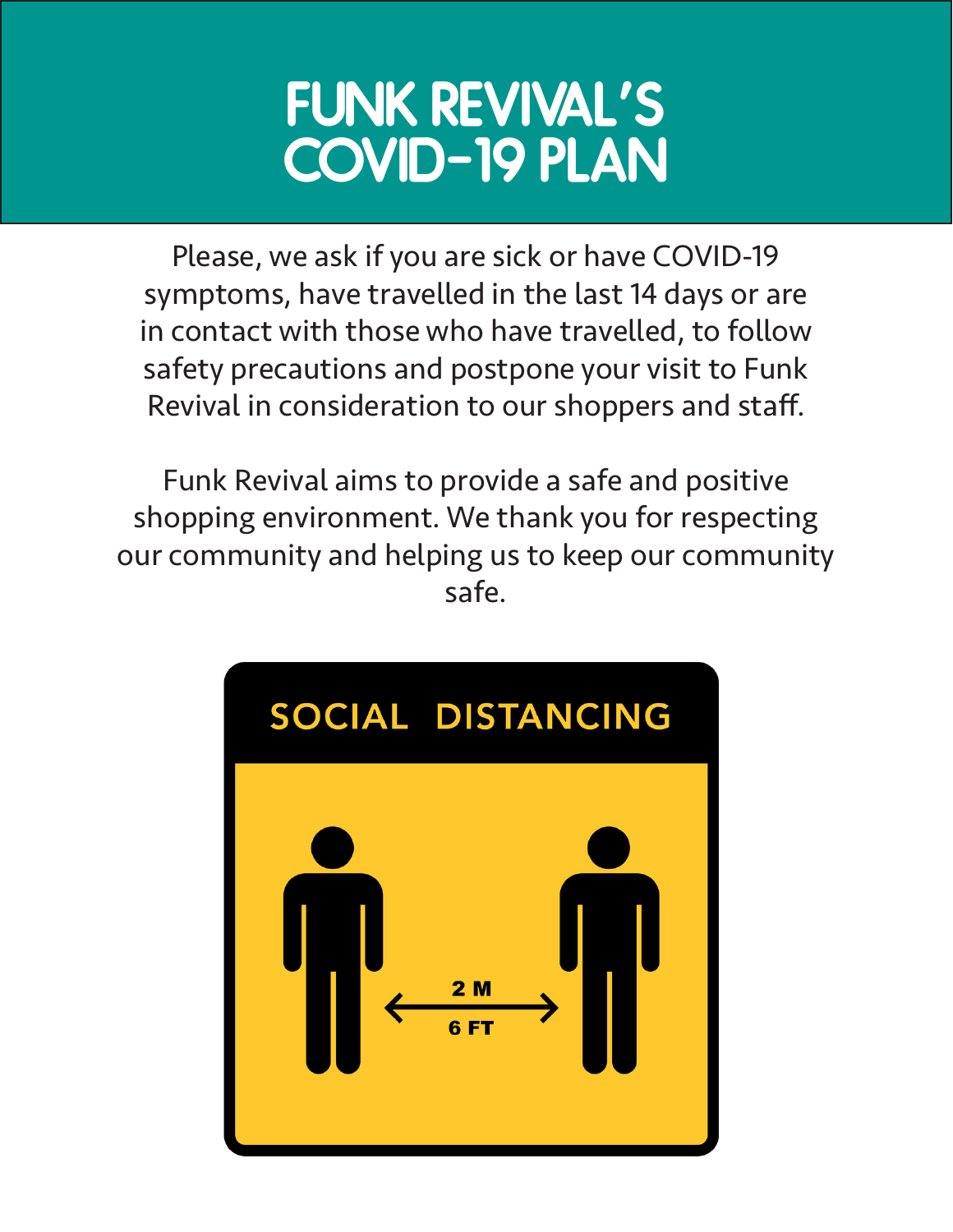# FUNK REVIVAL'S COVID-19 PLAN

Please, we ask if you are sick or have COVID-19 symptoms, have travelled in the last 14 days or are in contact with those who have travelled, to follow safety precautions and postpone your visit to Funk Revival in consideration to our shoppers and staff.

Funk Revival aims to provide a safe and positive shopping environment. We thank you for respecting our community and helping us to keep our community safe.

SOCIAL DISTANCING

2 M

6 FT